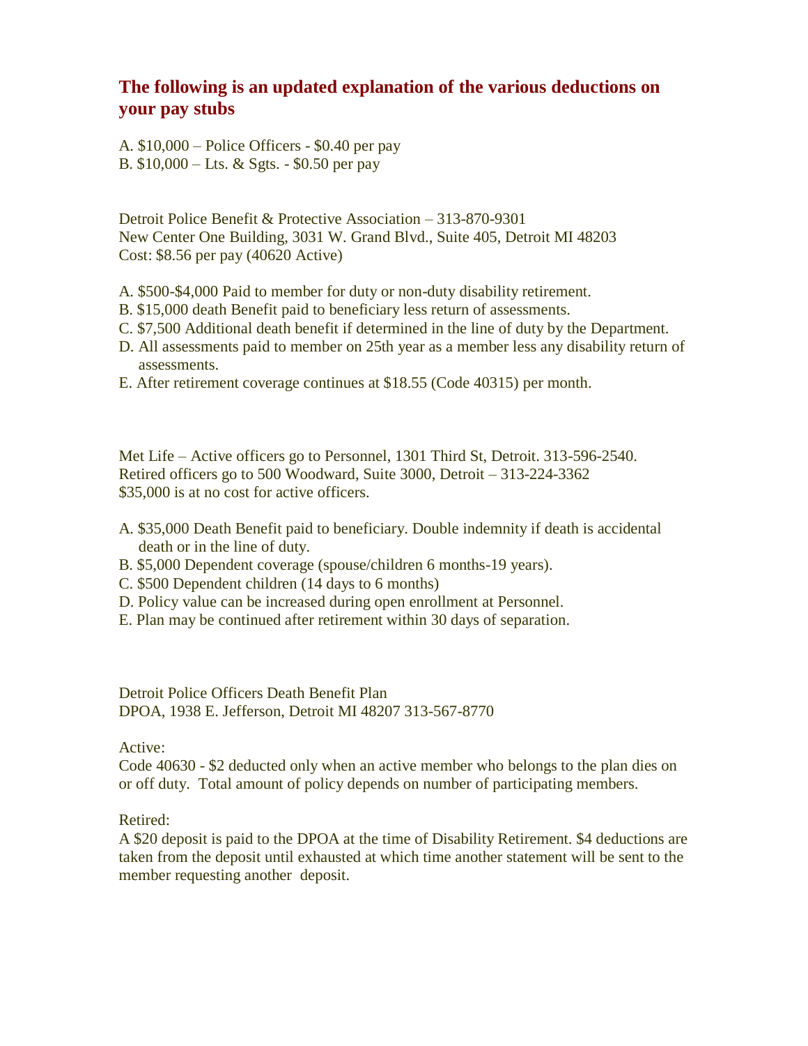## The following is an updated explanation of the various deductions on your pay stubs

A. $10,000 – Police Officers - $0.40 per pay
B. $10,000 – Lts. & Sgts. - $0.50 per pay

Detroit Police Benefit & Protective Association – 313-870-9301
New Center One Building, 3031 W. Grand Blvd., Suite 405, Detroit MI 48203
Cost: $8.56 per pay (40620 Active)

A. $500-$4,000 Paid to member for duty or non-duty disability retirement.
B. $15,000 death Benefit paid to beneficiary less return of assessments.
C. $7,500 Additional death benefit if determined in the line of duty by the Department.
D. All assessments paid to member on 25th year as a member less any disability return of assessments.
E. After retirement coverage continues at $18.55 (Code 40315) per month.

Met Life – Active officers go to Personnel, 1301 Third St, Detroit. 313-596-2540.
Retired officers go to 500 Woodward, Suite 3000, Detroit – 313-224-3362
$35,000 is at no cost for active officers.

A. $35,000 Death Benefit paid to beneficiary. Double indemnity if death is accidental death or in the line of duty.
B. $5,000 Dependent coverage (spouse/children 6 months-19 years).
C. $500 Dependent children (14 days to 6 months)
D. Policy value can be increased during open enrollment at Personnel.
E. Plan may be continued after retirement within 30 days of separation.

Detroit Police Officers Death Benefit Plan
DPOA, 1938 E. Jefferson, Detroit MI 48207 313-567-8770

Active:
Code 40630 - $2 deducted only when an active member who belongs to the plan dies on or off duty. Total amount of policy depends on number of participating members.

Retired:
A $20 deposit is paid to the DPOA at the time of Disability Retirement. $4 deductions are taken from the deposit until exhausted at which time another statement will be sent to the member requesting another deposit.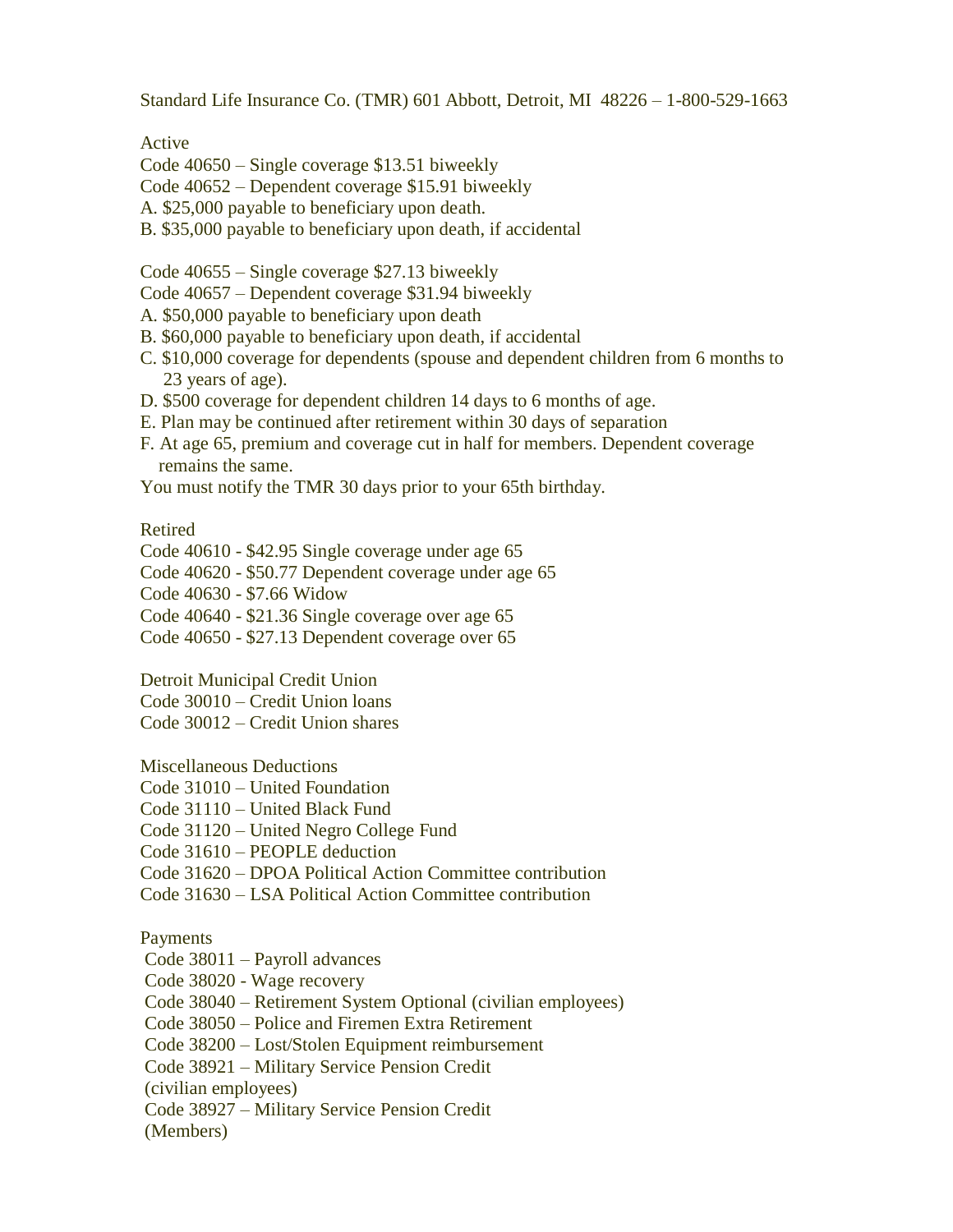Standard Life Insurance Co. (TMR) 601 Abbott, Detroit, MI 48226 – 1-800-529-1663

Active

Code 40650 – Single coverage $13.51 biweekly
Code 40652 – Dependent coverage $15.91 biweekly

A. $25,000 payable to beneficiary upon death.
B. $35,000 payable to beneficiary upon death, if accidental

Code 40655 – Single coverage $27.13 biweekly
Code 40657 – Dependent coverage $31.94 biweekly

A. $50,000 payable to beneficiary upon death
B. $60,000 payable to beneficiary upon death, if accidental
C. $10,000 coverage for dependents (spouse and dependent children from 6 months to 23 years of age).
D. $500 coverage for dependent children 14 days to 6 months of age.
E. Plan may be continued after retirement within 30 days of separation
F. At age 65, premium and coverage cut in half for members. Dependent coverage remains the same.

You must notify the TMR 30 days prior to your 65th birthday.

Retired

Code 40610 - $42.95 Single coverage under age 65
Code 40620 - $50.77 Dependent coverage under age 65
Code 40630 - $7.66 Widow
Code 40640 - $21.36 Single coverage over age 65
Code 40650 - $27.13 Dependent coverage over 65

Detroit Municipal Credit Union

Code 30010 – Credit Union loans
Code 30012 – Credit Union shares

Miscellaneous Deductions

Code 31010 – United Foundation
Code 31110 – United Black Fund
Code 31120 – United Negro College Fund
Code 31610 – PEOPLE deduction
Code 31620 – DPOA Political Action Committee contribution
Code 31630 – LSA Political Action Committee contribution

Payments

Code 38011 – Payroll advances
Code 38020 - Wage recovery
Code 38040 – Retirement System Optional (civilian employees)
Code 38050 – Police and Firemen Extra Retirement
Code 38200 – Lost/Stolen Equipment reimbursement
Code 38921 – Military Service Pension Credit (civilian employees)
Code 38927 – Military Service Pension Credit (Members)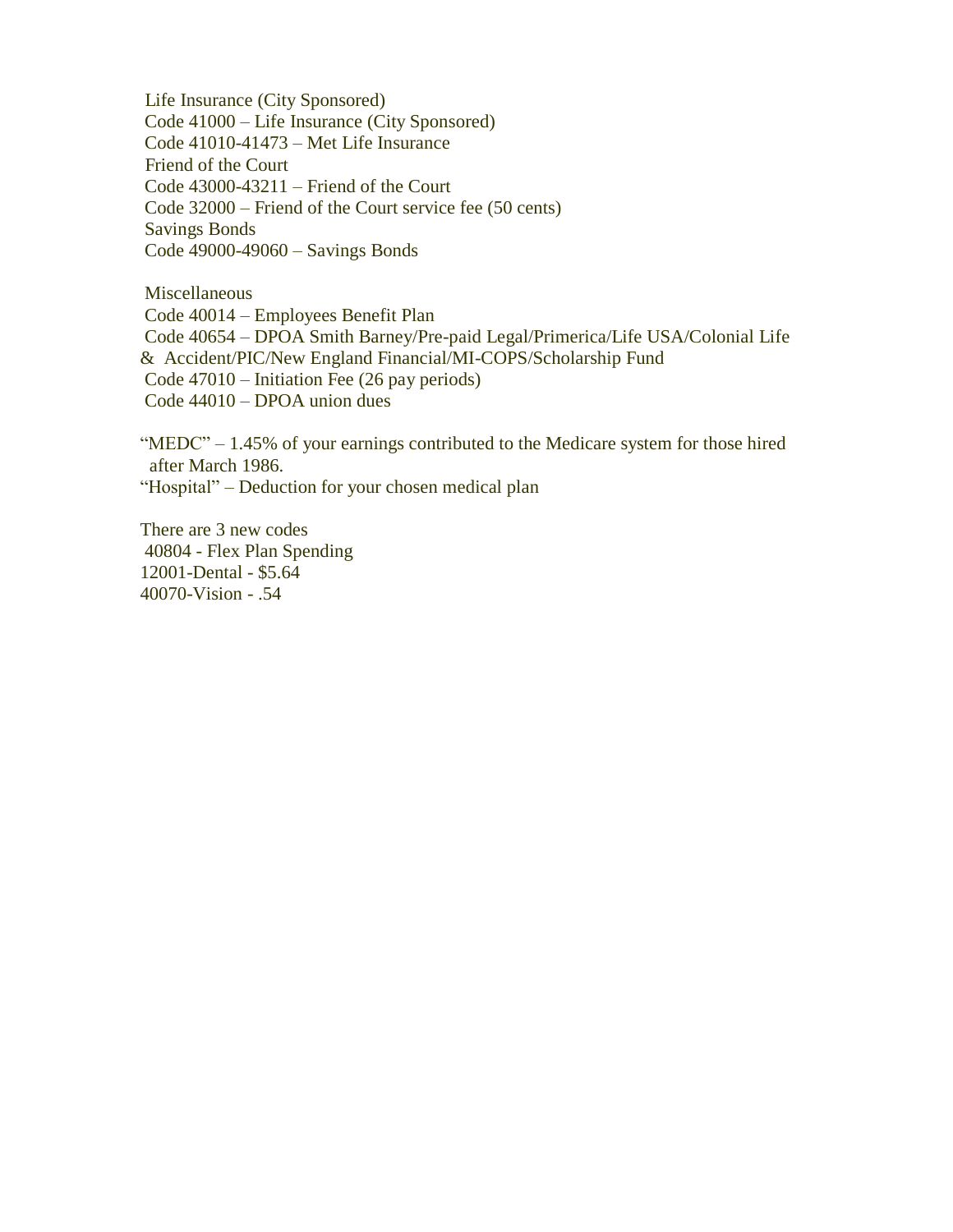Life Insurance (City Sponsored)
Code 41000 – Life Insurance (City Sponsored)
Code 41010-41473 – Met Life Insurance
Friend of the Court
Code 43000-43211 – Friend of the Court
Code 32000 – Friend of the Court service fee (50 cents)
Savings Bonds
Code 49000-49060 – Savings Bonds

Miscellaneous
Code 40014 – Employees Benefit Plan
Code 40654 – DPOA Smith Barney/Pre-paid Legal/Primerica/Life USA/Colonial Life & Accident/PIC/New England Financial/MI-COPS/Scholarship Fund
Code 47010 – Initiation Fee (26 pay periods)
Code 44010 – DPOA union dues

"MEDC" – 1.45% of your earnings contributed to the Medicare system for those hired after March 1986.
"Hospital" – Deduction for your chosen medical plan

There are 3 new codes
40804 - Flex Plan Spending
12001-Dental - $5.64
40070-Vision - .54